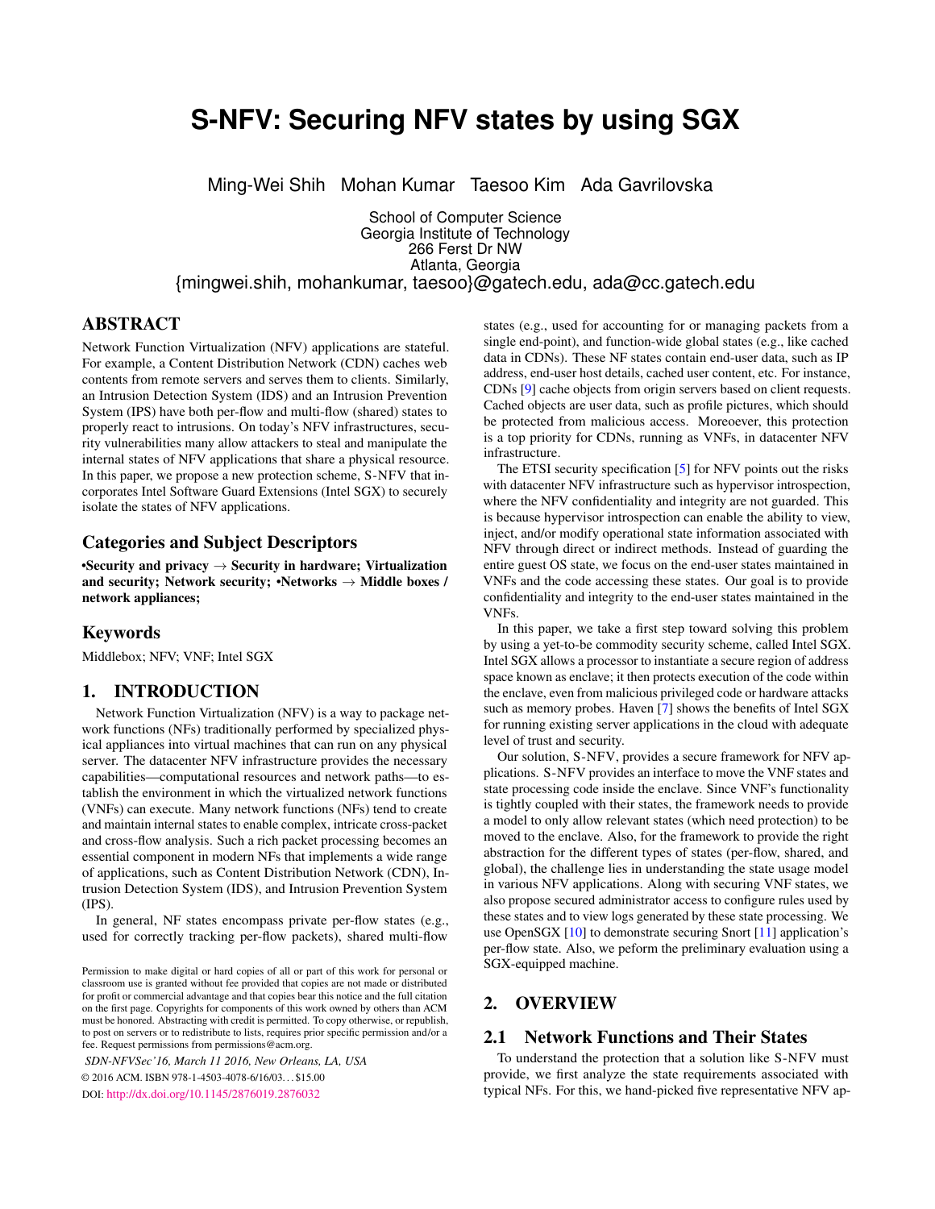# S-NFV: Securing NFV states by using SGX

Ming-Wei Shih Mohan Kumar Taesoo Kim Ada Gavrilovska

School of Computer Science
Georgia Institute of Technology
266 Ferst Dr NW
Atlanta, Georgia
{mingwei.shih, mohankumar, taesoo}@gatech.edu, ada@cc.gatech.edu

## ABSTRACT

Network Function Virtualization (NFV) applications are stateful. For example, a Content Distribution Network (CDN) caches web contents from remote servers and serves them to clients. Similarly, an Intrusion Detection System (IDS) and an Intrusion Prevention System (IPS) have both per-flow and multi-flow (shared) states to properly react to intrusions. On today's NFV infrastructures, security vulnerabilities many allow attackers to steal and manipulate the internal states of NFV applications that share a physical resource. In this paper, we propose a new protection scheme, S-NFV that incorporates Intel Software Guard Extensions (Intel SGX) to securely isolate the states of NFV applications.

## Categories and Subject Descriptors

**•Security and privacy → Security in hardware; Virtualization and security; Network security; •Networks → Middle boxes / network appliances;**

## Keywords

Middlebox; NFV; VNF; Intel SGX

## 1. INTRODUCTION

Network Function Virtualization (NFV) is a way to package network functions (NFs) traditionally performed by specialized physical appliances into virtual machines that can run on any physical server. The datacenter NFV infrastructure provides the necessary capabilities—computational resources and network paths—to establish the environment in which the virtualized network functions (VNFs) can execute. Many network functions (NFs) tend to create and maintain internal states to enable complex, intricate cross-packet and cross-flow analysis. Such a rich packet processing becomes an essential component in modern NFs that implements a wide range of applications, such as Content Distribution Network (CDN), Intrusion Detection System (IDS), and Intrusion Prevention System (IPS).

In general, NF states encompass private per-flow states (e.g., used for correctly tracking per-flow packets), shared multi-flow states (e.g., used for accounting for or managing packets from a single end-point), and function-wide global states (e.g., like cached data in CDNs). These NF states contain end-user data, such as IP address, end-user host details, cached user content, etc. For instance, CDNs [9] cache objects from origin servers based on client requests. Cached objects are user data, such as profile pictures, which should be protected from malicious access. Moreoever, this protection is a top priority for CDNs, running as VNFs, in datacenter NFV infrastructure.

The ETSI security specification [5] for NFV points out the risks with datacenter NFV infrastructure such as hypervisor introspection, where the NFV confidentiality and integrity are not guarded. This is because hypervisor introspection can enable the ability to view, inject, and/or modify operational state information associated with NFV through direct or indirect methods. Instead of guarding the entire guest OS state, we focus on the end-user states maintained in VNFs and the code accessing these states. Our goal is to provide confidentiality and integrity to the end-user states maintained in the VNFs.

In this paper, we take a first step toward solving this problem by using a yet-to-be commodity security scheme, called Intel SGX. Intel SGX allows a processor to instantiate a secure region of address space known as enclave; it then protects execution of the code within the enclave, even from malicious privileged code or hardware attacks such as memory probes. Haven [7] shows the benefits of Intel SGX for running existing server applications in the cloud with adequate level of trust and security.

Our solution, S-NFV, provides a secure framework for NFV applications. S-NFV provides an interface to move the VNF states and state processing code inside the enclave. Since VNF's functionality is tightly coupled with their states, the framework needs to provide a model to only allow relevant states (which need protection) to be moved to the enclave. Also, for the framework to provide the right abstraction for the different types of states (per-flow, shared, and global), the challenge lies in understanding the state usage model in various NFV applications. Along with securing VNF states, we also propose secured administrator access to configure rules used by these states and to view logs generated by these state processing. We use OpenSGX [10] to demonstrate securing Snort [11] application's per-flow state. Also, we peform the preliminary evaluation using a SGX-equipped machine.

## 2. OVERVIEW

### 2.1 Network Functions and Their States

To understand the protection that a solution like S-NFV must provide, we first analyze the state requirements associated with typical NFs. For this, we hand-picked five representative NFV ap-

Permission to make digital or hard copies of all or part of this work for personal or classroom use is granted without fee provided that copies are not made or distributed for profit or commercial advantage and that copies bear this notice and the full citation on the first page. Copyrights for components of this work owned by others than ACM must be honored. Abstracting with credit is permitted. To copy otherwise, or republish, to post on servers or to redistribute to lists, requires prior specific permission and/or a fee. Request permissions from permissions@acm.org.

*SDN-NFVSec'16, March 11 2016, New Orleans, LA, USA*

© 2016 ACM. ISBN 978-1-4503-4078-6/16/03...$15.00

DOI: http://dx.doi.org/10.1145/2876019.2876032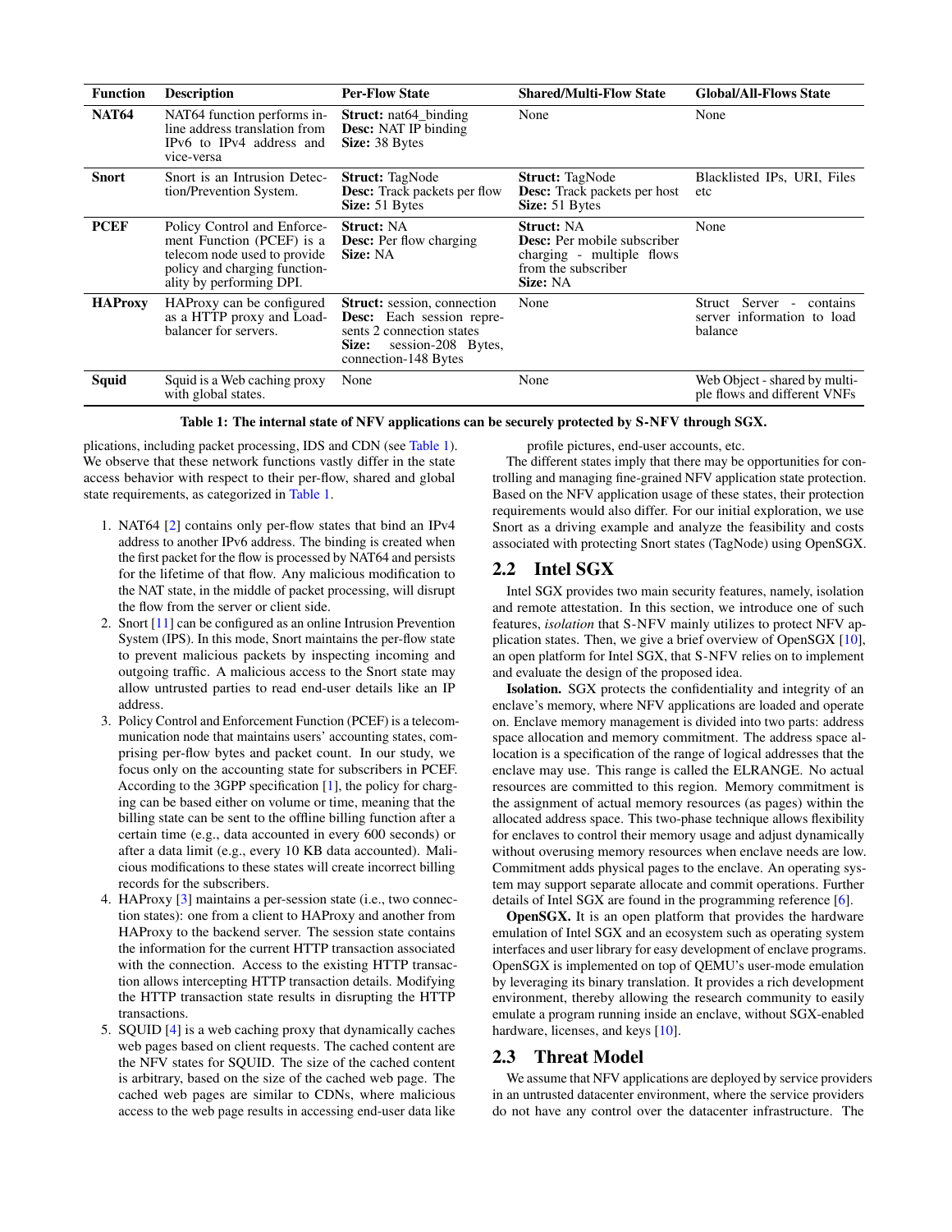| Function | Description | Per-Flow State | Shared/Multi-Flow State | Global/All-Flows State |
|---|---|---|---|---|
| **NAT64** | NAT64 function performs in-line address translation from IPv6 to IPv4 address and vice-versa | **Struct:** nat64_binding **Desc:** NAT IP binding **Size:** 38 Bytes | None | None |
| **Snort** | Snort is an Intrusion Detection/Prevention System. | **Struct:** TagNode **Desc:** Track packets per flow **Size:** 51 Bytes | **Struct:** TagNode **Desc:** Track packets per host **Size:** 51 Bytes | Blacklisted IPs, URI, Files etc |
| **PCEF** | Policy Control and Enforcement Function (PCEF) is a telecom node used to provide policy and charging functionality by performing DPI. | **Struct:** NA **Desc:** Per flow charging **Size:** NA | **Struct:** NA **Desc:** Per mobile subscriber charging - multiple flows from the subscriber **Size:** NA | None |
| **HAProxy** | HAProxy can be configured as a HTTP proxy and Load-balancer for servers. | **Struct:** session, connection **Desc:** Each session represents 2 connection states **Size:** session-208 Bytes, connection-148 Bytes | None | Struct Server - contains server information to load balance |
| **Squid** | Squid is a Web caching proxy with global states. | None | None | Web Object - shared by multiple flows and different VNFs |

**Table 1: The internal state of NFV applications can be securely protected by S-NFV through SGX.**

plications, including packet processing, IDS and CDN (see Table 1). We observe that these network functions vastly differ in the state access behavior with respect to their per-flow, shared and global state requirements, as categorized in Table 1.

1. NAT64 [2] contains only per-flow states that bind an IPv4 address to another IPv6 address. The binding is created when the first packet for the flow is processed by NAT64 and persists for the lifetime of that flow. Any malicious modification to the NAT state, in the middle of packet processing, will disrupt the flow from the server or client side.
2. Snort [11] can be configured as an online Intrusion Prevention System (IPS). In this mode, Snort maintains the per-flow state to prevent malicious packets by inspecting incoming and outgoing traffic. A malicious access to the Snort state may allow untrusted parties to read end-user details like an IP address.
3. Policy Control and Enforcement Function (PCEF) is a telecommunication node that maintains users' accounting states, comprising per-flow bytes and packet count. In our study, we focus only on the accounting state for subscribers in PCEF. According to the 3GPP specification [1], the policy for charging can be based either on volume or time, meaning that the billing state can be sent to the offline billing function after a certain time (e.g., data accounted in every 600 seconds) or after a data limit (e.g., every 10 KB data accounted). Malicious modifications to these states will create incorrect billing records for the subscribers.
4. HAProxy [3] maintains a per-session state (i.e., two connection states): one from a client to HAProxy and another from HAProxy to the backend server. The session state contains the information for the current HTTP transaction associated with the connection. Access to the existing HTTP transaction allows intercepting HTTP transaction details. Modifying the HTTP transaction state results in disrupting the HTTP transactions.
5. SQUID [4] is a web caching proxy that dynamically caches web pages based on client requests. The cached content are the NFV states for SQUID. The size of the cached content is arbitrary, based on the size of the cached web page. The cached web pages are similar to CDNs, where malicious access to the web page results in accessing end-user data like profile pictures, end-user accounts, etc.

The different states imply that there may be opportunities for controlling and managing fine-grained NFV application state protection. Based on the NFV application usage of these states, their protection requirements would also differ. For our initial exploration, we use Snort as a driving example and analyze the feasibility and costs associated with protecting Snort states (TagNode) using OpenSGX.

## 2.2 Intel SGX

Intel SGX provides two main security features, namely, isolation and remote attestation. In this section, we introduce one of such features, *isolation* that S-NFV mainly utilizes to protect NFV application states. Then, we give a brief overview of OpenSGX [10], an open platform for Intel SGX, that S-NFV relies on to implement and evaluate the design of the proposed idea.

**Isolation.** SGX protects the confidentiality and integrity of an enclave's memory, where NFV applications are loaded and operate on. Enclave memory management is divided into two parts: address space allocation and memory commitment. The address space allocation is a specification of the range of logical addresses that the enclave may use. This range is called the ELRANGE. No actual resources are committed to this region. Memory commitment is the assignment of actual memory resources (as pages) within the allocated address space. This two-phase technique allows flexibility for enclaves to control their memory usage and adjust dynamically without overusing memory resources when enclave needs are low. Commitment adds physical pages to the enclave. An operating system may support separate allocate and commit operations. Further details of Intel SGX are found in the programming reference [6].

**OpenSGX.** It is an open platform that provides the hardware emulation of Intel SGX and an ecosystem such as operating system interfaces and user library for easy development of enclave programs. OpenSGX is implemented on top of QEMU's user-mode emulation by leveraging its binary translation. It provides a rich development environment, thereby allowing the research community to easily emulate a program running inside an enclave, without SGX-enabled hardware, licenses, and keys [10].

## 2.3 Threat Model

We assume that NFV applications are deployed by service providers in an untrusted datacenter environment, where the service providers do not have any control over the datacenter infrastructure. The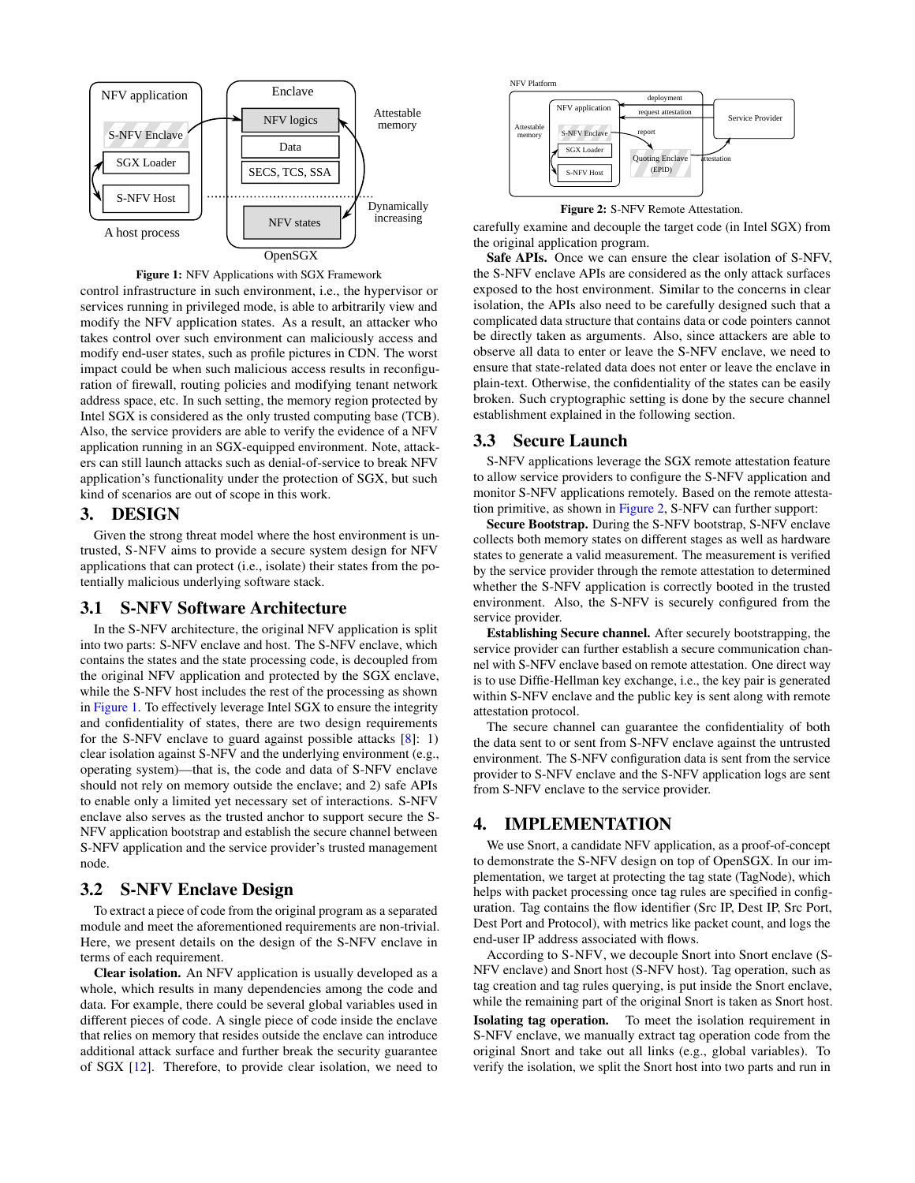NFV application

S-NFV Enclave

SGX Loader

S-NFV Host

A host process

Enclave

NFV logics

Data

SECS, TCS, SSA

NFV states

OpenSGX

Attestable memory

Dynamically increasing

**Figure 1:** NFV Applications with SGX Framework

control infrastructure in such environment, i.e., the hypervisor or services running in privileged mode, is able to arbitrarily view and modify the NFV application states. As a result, an attacker who takes control over such environment can maliciously access and modify end-user states, such as profile pictures in CDN. The worst impact could be when such malicious access results in reconfiguration of firewall, routing policies and modifying tenant network address space, etc. In such setting, the memory region protected by Intel SGX is considered as the only trusted computing base (TCB). Also, the service providers are able to verify the evidence of a NFV application running in an SGX-equipped environment. Note, attackers can still launch attacks such as denial-of-service to break NFV application's functionality under the protection of SGX, but such kind of scenarios are out of scope in this work.

# 3. DESIGN

Given the strong threat model where the host environment is untrusted, S-NFV aims to provide a secure system design for NFV applications that can protect (i.e., isolate) their states from the potentially malicious underlying software stack.

## 3.1 S-NFV Software Architecture

In the S-NFV architecture, the original NFV application is split into two parts: S-NFV enclave and host. The S-NFV enclave, which contains the states and the state processing code, is decoupled from the original NFV application and protected by the SGX enclave, while the S-NFV host includes the rest of the processing as shown in Figure 1. To effectively leverage Intel SGX to ensure the integrity and confidentiality of states, there are two design requirements for the S-NFV enclave to guard against possible attacks [8]: 1) clear isolation against S-NFV and the underlying environment (e.g., operating system)—that is, the code and data of S-NFV enclave should not rely on memory outside the enclave; and 2) safe APIs to enable only a limited yet necessary set of interactions. S-NFV enclave also serves as the trusted anchor to support secure the S-NFV application bootstrap and establish the secure channel between S-NFV application and the service provider's trusted management node.

## 3.2 S-NFV Enclave Design

To extract a piece of code from the original program as a separated module and meet the aforementioned requirements are non-trivial. Here, we present details on the design of the S-NFV enclave in terms of each requirement.

**Clear isolation.** An NFV application is usually developed as a whole, which results in many dependencies among the code and data. For example, there could be several global variables used in different pieces of code. A single piece of code inside the enclave that relies on memory that resides outside the enclave can introduce additional attack surface and further break the security guarantee of SGX [12]. Therefore, to provide clear isolation, we need to carefully examine and decouple the target code (in Intel SGX) from the original application program.

NFV Platform

NFV application

S-NFV Enclave

SGX Loader

S-NFV Host

Attestable memory

deployment

request attestation

report

Quoting Enclave (EPID)

attestation

Service Provider

**Figure 2:** S-NFV Remote Attestation.

**Safe APIs.** Once we can ensure the clear isolation of S-NFV, the S-NFV enclave APIs are considered as the only attack surfaces exposed to the host environment. Similar to the concerns in clear isolation, the APIs also need to be carefully designed such that a complicated data structure that contains data or code pointers cannot be directly taken as arguments. Also, since attackers are able to observe all data to enter or leave the S-NFV enclave, we need to ensure that state-related data does not enter or leave the enclave in plain-text. Otherwise, the confidentiality of the states can be easily broken. Such cryptographic setting is done by the secure channel establishment explained in the following section.

## 3.3 Secure Launch

S-NFV applications leverage the SGX remote attestation feature to allow service providers to configure the S-NFV application and monitor S-NFV applications remotely. Based on the remote attestation primitive, as shown in Figure 2, S-NFV can further support:

**Secure Bootstrap.** During the S-NFV bootstrap, S-NFV enclave collects both memory states on different stages as well as hardware states to generate a valid measurement. The measurement is verified by the service provider through the remote attestation to determined whether the S-NFV application is correctly booted in the trusted environment. Also, the S-NFV is securely configured from the service provider.

**Establishing Secure channel.** After securely bootstrapping, the service provider can further establish a secure communication channel with S-NFV enclave based on remote attestation. One direct way is to use Diffie-Hellman key exchange, i.e., the key pair is generated within S-NFV enclave and the public key is sent along with remote attestation protocol.

The secure channel can guarantee the confidentiality of both the data sent to or sent from S-NFV enclave against the untrusted environment. The S-NFV configuration data is sent from the service provider to S-NFV enclave and the S-NFV application logs are sent from S-NFV enclave to the service provider.

# 4. IMPLEMENTATION

We use Snort, a candidate NFV application, as a proof-of-concept to demonstrate the S-NFV design on top of OpenSGX. In our implementation, we target at protecting the tag state (TagNode), which helps with packet processing once tag rules are specified in configuration. Tag contains the flow identifier (Src IP, Dest IP, Src Port, Dest Port and Protocol), with metrics like packet count, and logs the end-user IP address associated with flows.

According to S-NFV, we decouple Snort into Snort enclave (S-NFV enclave) and Snort host (S-NFV host). Tag operation, such as tag creation and tag rules querying, is put inside the Snort enclave, while the remaining part of the original Snort is taken as Snort host.

**Isolating tag operation.** To meet the isolation requirement in S-NFV enclave, we manually extract tag operation code from the original Snort and take out all links (e.g., global variables). To verify the isolation, we split the Snort host into two parts and run in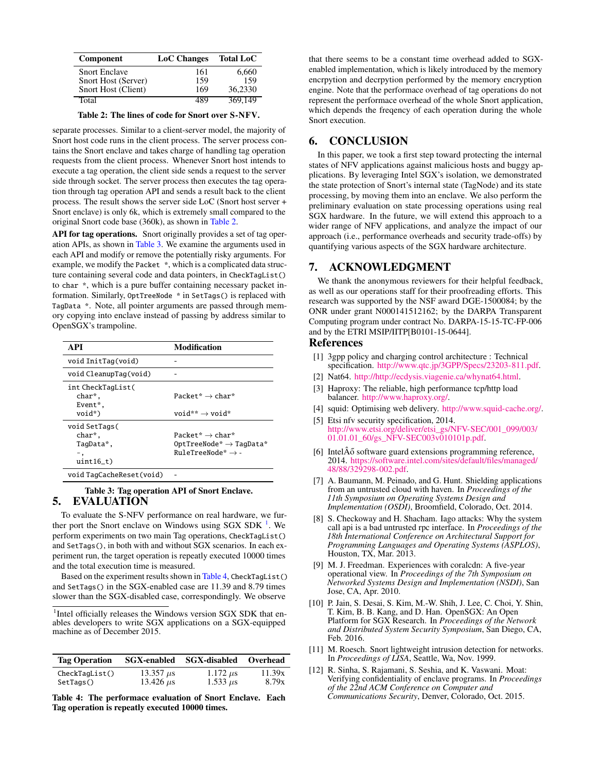| Component | LoC Changes | Total LoC |
|---|---|---|
| Snort Enclave | 161 | 6,660 |
| Snort Host (Server) | 159 | 159 |
| Snort Host (Client) | 169 | 36,2330 |
| Total | 489 | 369,149 |

**Table 2: The lines of code for Snort over S-NFV.**

separate processes. Similar to a client-server model, the majority of Snort host code runs in the client process. The server process contains the Snort enclave and takes charge of handling tag operation requests from the client process. Whenever Snort host intends to execute a tag operation, the client side sends a request to the server side through socket. The server process then executes the tag operation through tag operation API and sends a result back to the client process. The result shows the server side LoC (Snort host server + Snort enclave) is only 6k, which is extremely small compared to the original Snort code base (360k), as shown in Table 2.

**API for tag operations.** Snort originally provides a set of tag operation APIs, as shown in Table 3. We examine the arguments used in each API and modify or remove the potentially risky arguments. For example, we modify the `Packet *`, which is a complicated data structure containing several code and data pointers, in `CheckTagList()` to `char *`, which is a pure buffer containing necessary packet information. Similarly, `OptTreeNode *` in `SetTags()` is replaced with `TagData *`. Note, all pointer arguments are passed through memory copying into enclave instead of passing by address similar to OpenSGX's trampoline.

| API | Modification |
|---|---|
| `void InitTag(void)` | - |
| `void CleanupTag(void)` | - |
| `int CheckTagList(`<br>`char*,`<br>`Event*,`<br>`void*)` | <br>`Packet*` → `char*`<br><br>`void**` → `void*` |
| `void SetTags(`<br>`char*,`<br>`TagData*,`<br>`-,`<br>`uint16_t)` | <br>`Packet*` → `char*`<br>`OptTreeNode*` → `TagData*`<br>`RuleTreeNode*` → - |
| `void TagCacheReset(void)` | - |

**Table 3: Tag operation API of Snort Enclave.**

## 5. EVALUATION

To evaluate the S-NFV performance on real hardware, we further port the Snort enclave on Windows using SGX SDK [1]. We perform experiments on two main Tag operations, `CheckTagList()` and `SetTags()`, in both with and without SGX scenarios. In each experiment run, the target operation is repeatly executed 10000 times and the total execution time is measured.

Based on the experiment results shown in Table 4, `CheckTagList()` and `SetTags()` in the SGX-enabled case are 11.39 and 8.79 times slower than the SGX-disabled case, correspondingly. We observe that there seems to be a constant time overhead added to SGX-enabled implementation, which is likely introduced by the memory encrpytion and decrpytion performed by the memory encryption engine. Note that the performace overhead of tag operations do not represent the performance overhead of the whole Snort application, which depends the freqency of each operation during the whole Snort execution.

[1] Intel officially releases the Windows version SGX SDK that enables developers to write SGX applications on a SGX-equipped machine as of December 2015.

| Tag Operation | SGX-enabled | SGX-disabled | Overhead |
|---|---|---|---|
| `CheckTagList()` | 13.357 $\mu$s | 1.172 $\mu$s | 11.39x |
| `SetTags()` | 13.426 $\mu$s | 1.533 $\mu$s | 8.79x |

**Table 4: The performace evaluation of Snort Enclave. Each Tag operation is repeatly executed 10000 times.**

## 6. CONCLUSION

In this paper, we took a first step toward protecting the internal states of NFV applications against malicious hosts and buggy applications. By leveraging Intel SGX's isolation, we demonstrated the state protection of Snort's internal state (TagNode) and its state processing, by moving them into an enclave. We also perform the preliminary evaluation on state processing operations using real SGX hardware. In the future, we will extend this approach to a wider range of NFV applications, and analyze the impact of our approach (i.e., performance overheads and security trade-offs) by quantifying various aspects of the SGX hardware architecture.

## 7. ACKNOWLEDGMENT

We thank the anonymous reviewers for their helpful feedback, as well as our operations staff for their proofreading efforts. This research was supported by the NSF award DGE-1500084; by the ONR under grant N000141512162; by the DARPA Transparent Computing program under contract No. DARPA-15-15-TC-FP-006 and by the ETRI MSIP/IITP[B0101-15-0644].

## References

[1] 3gpp policy and charging control architecture : Technical specification. http://www.qtc.jp/3GPP/Specs/23203-811.pdf.

[2] Nat64. http://http://ecdysis.viagenie.ca/whynat64.html.

[3] Haproxy: The reliable, high performance tcp/http load balancer. http://www.haproxy.org/.

[4] squid: Optimising web delivery. http://www.squid-cache.org/.

[5] Etsi nfv security specification, 2014. http://www.etsi.org/deliver/etsi_gs/NFV-SEC/001_099/003/01.01.01_60/gs_NFV-SEC003v010101p.pdf.

[6] IntelÂő software guard extensions programming reference, 2014. https://software.intel.com/sites/default/files/managed/48/88/329298-002.pdf.

[7] A. Baumann, M. Peinado, and G. Hunt. Shielding applications from an untrusted cloud with haven. In *Proceedings of the 11th Symposium on Operating Systems Design and Implementation (OSDI)*, Broomfield, Colorado, Oct. 2014.

[8] S. Checkoway and H. Shacham. Iago attacks: Why the system call api is a bad untrusted rpc interface. In *Proceedings of the 18th International Conference on Architectural Support for Programming Languages and Operating Systems (ASPLOS)*, Houston, TX, Mar. 2013.

[9] M. J. Freedman. Experiences with coralcdn: A five-year operational view. In *Proceedings of the 7th Symposium on Networked Systems Design and Implementation (NSDI)*, San Jose, CA, Apr. 2010.

[10] P. Jain, S. Desai, S. Kim, M.-W. Shih, J. Lee, C. Choi, Y. Shin, T. Kim, B. B. Kang, and D. Han. OpenSGX: An Open Platform for SGX Research. In *Proceedings of the Network and Distributed System Security Symposium*, San Diego, CA, Feb. 2016.

[11] M. Roesch. Snort lightweight intrusion detection for networks. In *Proceedings of LISA*, Seattle, Wa, Nov. 1999.

[12] R. Sinha, S. Rajamani, S. Seshia, and K. Vaswani. Moat: Verifying confidentiality of enclave programs. In *Proceedings of the 22nd ACM Conference on Computer and Communications Security*, Denver, Colorado, Oct. 2015.